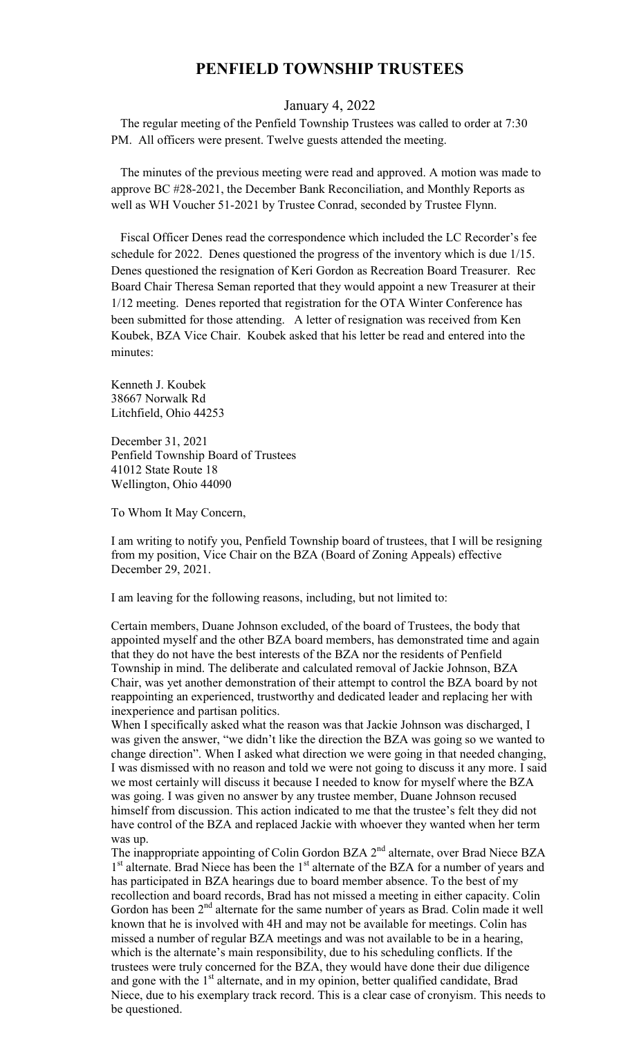# PENFIELD TOWNSHIP TRUSTEES

January 4, 2022

The regular meeting of the Penfield Township Trustees was called to order at 7:30 PM. All officers were present. Twelve guests attended the meeting.

The minutes of the previous meeting were read and approved. A motion was made to approve BC #28-2021, the December Bank Reconciliation, and Monthly Reports as well as WH Voucher 51-2021 by Trustee Conrad, seconded by Trustee Flynn.

Fiscal Officer Denes read the correspondence which included the LC Recorder's fee schedule for 2022. Denes questioned the progress of the inventory which is due 1/15. Denes questioned the resignation of Keri Gordon as Recreation Board Treasurer. Rec Board Chair Theresa Seman reported that they would appoint a new Treasurer at their 1/12 meeting. Denes reported that registration for the OTA Winter Conference has been submitted for those attending. A letter of resignation was received from Ken Koubek, BZA Vice Chair. Koubek asked that his letter be read and entered into the minutes:

Kenneth J. Koubek
38667 Norwalk Rd
Litchfield, Ohio 44253

December 31, 2021
Penfield Township Board of Trustees
41012 State Route 18
Wellington, Ohio 44090

To Whom It May Concern,

I am writing to notify you, Penfield Township board of trustees, that I will be resigning from my position, Vice Chair on the BZA (Board of Zoning Appeals) effective December 29, 2021.

I am leaving for the following reasons, including, but not limited to:

Certain members, Duane Johnson excluded, of the board of Trustees, the body that appointed myself and the other BZA board members, has demonstrated time and again that they do not have the best interests of the BZA nor the residents of Penfield Township in mind. The deliberate and calculated removal of Jackie Johnson, BZA Chair, was yet another demonstration of their attempt to control the BZA board by not reappointing an experienced, trustworthy and dedicated leader and replacing her with inexperience and partisan politics.

When I specifically asked what the reason was that Jackie Johnson was discharged, I was given the answer, "we didn't like the direction the BZA was going so we wanted to change direction". When I asked what direction we were going in that needed changing, I was dismissed with no reason and told we were not going to discuss it any more. I said we most certainly will discuss it because I needed to know for myself where the BZA was going. I was given no answer by any trustee member, Duane Johnson recused himself from discussion. This action indicated to me that the trustee's felt they did not have control of the BZA and replaced Jackie with whoever they wanted when her term was up.

The inappropriate appointing of Colin Gordon BZA 2nd alternate, over Brad Niece BZA 1st alternate. Brad Niece has been the 1st alternate of the BZA for a number of years and has participated in BZA hearings due to board member absence. To the best of my recollection and board records, Brad has not missed a meeting in either capacity. Colin Gordon has been 2nd alternate for the same number of years as Brad. Colin made it well known that he is involved with 4H and may not be available for meetings. Colin has missed a number of regular BZA meetings and was not available to be in a hearing, which is the alternate's main responsibility, due to his scheduling conflicts. If the trustees were truly concerned for the BZA, they would have done their due diligence and gone with the 1st alternate, and in my opinion, better qualified candidate, Brad Niece, due to his exemplary track record. This is a clear case of cronyism. This needs to be questioned.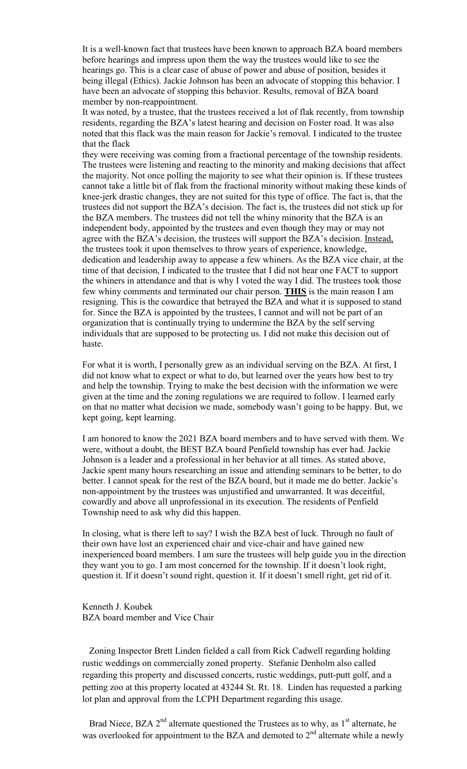It is a well-known fact that trustees have been known to approach BZA board members before hearings and impress upon them the way the trustees would like to see the hearings go. This is a clear case of abuse of power and abuse of position, besides it being illegal (Ethics). Jackie Johnson has been an advocate of stopping this behavior. I have been an advocate of stopping this behavior. Results, removal of BZA board member by non-reappointment.

It was noted, by a trustee, that the trustees received a lot of flak recently, from township residents, regarding the BZA's latest hearing and decision on Foster road. It was also noted that this flack was the main reason for Jackie's removal. I indicated to the trustee that the flack they were receiving was coming from a fractional percentage of the township residents. The trustees were listening and reacting to the minority and making decisions that affect the majority. Not once polling the majority to see what their opinion is. If these trustees cannot take a little bit of flak from the fractional minority without making these kinds of knee-jerk drastic changes, they are not suited for this type of office. The fact is, that the trustees did not support the BZA's decision. The fact is, the trustees did not stick up for the BZA members. The trustees did not tell the whiny minority that the BZA is an independent body, appointed by the trustees and even though they may or may not agree with the BZA's decision, the trustees will support the BZA's decision. Instead, the trustees took it upon themselves to throw years of experience, knowledge, dedication and leadership away to appease a few whiners. As the BZA vice chair, at the time of that decision, I indicated to the trustee that I did not hear one FACT to support the whiners in attendance and that is why I voted the way I did. The trustees took those few whiny comments and terminated our chair person. **THIS** is the main reason I am resigning. This is the cowardice that betrayed the BZA and what it is supposed to stand for. Since the BZA is appointed by the trustees, I cannot and will not be part of an organization that is continually trying to undermine the BZA by the self serving individuals that are supposed to be protecting us. I did not make this decision out of haste.

For what it is worth, I personally grew as an individual serving on the BZA. At first, I did not know what to expect or what to do, but learned over the years how best to try and help the township. Trying to make the best decision with the information we were given at the time and the zoning regulations we are required to follow. I learned early on that no matter what decision we made, somebody wasn't going to be happy. But, we kept going, kept learning.

I am honored to know the 2021 BZA board members and to have served with them. We were, without a doubt, the BEST BZA board Penfield township has ever had. Jackie Johnson is a leader and a professional in her behavior at all times. As stated above, Jackie spent many hours researching an issue and attending seminars to be better, to do better. I cannot speak for the rest of the BZA board, but it made me do better. Jackie's non-appointment by the trustees was unjustified and unwarranted. It was deceitful, cowardly and above all unprofessional in its execution. The residents of Penfield Township need to ask why did this happen.

In closing, what is there left to say? I wish the BZA best of luck. Through no fault of their own have lost an experienced chair and vice-chair and have gained new inexperienced board members. I am sure the trustees will help guide you in the direction they want you to go. I am most concerned for the township. If it doesn't look right, question it. If it doesn't sound right, question it. If it doesn't smell right, get rid of it.

Kenneth J. Koubek
BZA board member and Vice Chair

Zoning Inspector Brett Linden fielded a call from Rick Cadwell regarding holding rustic weddings on commercially zoned property. Stefanie Denholm also called regarding this property and discussed concerts, rustic weddings, putt-putt golf, and a petting zoo at this property located at 43244 St. Rt. 18. Linden has requested a parking lot plan and approval from the LCPH Department regarding this usage.

Brad Niece, BZA 2nd alternate questioned the Trustees as to why, as 1st alternate, he was overlooked for appointment to the BZA and demoted to 2nd alternate while a newly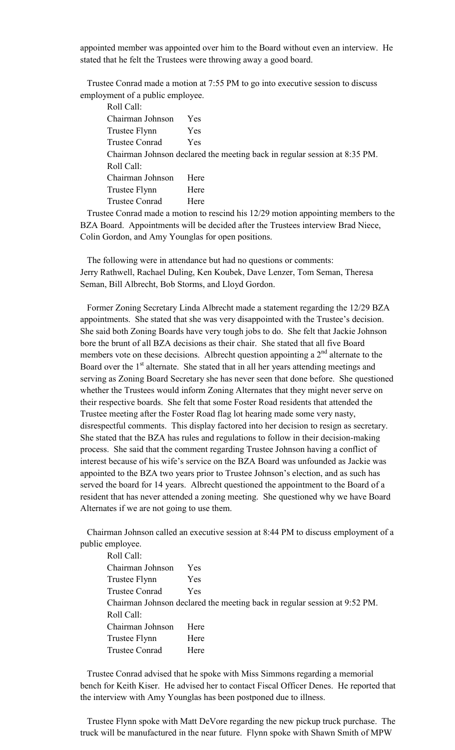appointed member was appointed over him to the Board without even an interview. He stated that he felt the Trustees were throwing away a good board.

Trustee Conrad made a motion at 7:55 PM to go into executive session to discuss employment of a public employee.

Roll Call:
Chairman Johnson Yes
Trustee Flynn Yes
Trustee Conrad Yes
Chairman Johnson declared the meeting back in regular session at 8:35 PM.
Roll Call:
Chairman Johnson Here
Trustee Flynn Here
Trustee Conrad Here

Trustee Conrad made a motion to rescind his 12/29 motion appointing members to the BZA Board. Appointments will be decided after the Trustees interview Brad Niece, Colin Gordon, and Amy Younglas for open positions.

The following were in attendance but had no questions or comments: Jerry Rathwell, Rachael Duling, Ken Koubek, Dave Lenzer, Tom Seman, Theresa Seman, Bill Albrecht, Bob Storms, and Lloyd Gordon.

Former Zoning Secretary Linda Albrecht made a statement regarding the 12/29 BZA appointments. She stated that she was very disappointed with the Trustee's decision. She said both Zoning Boards have very tough jobs to do. She felt that Jackie Johnson bore the brunt of all BZA decisions as their chair. She stated that all five Board members vote on these decisions. Albrecht question appointing a 2nd alternate to the Board over the 1st alternate. She stated that in all her years attending meetings and serving as Zoning Board Secretary she has never seen that done before. She questioned whether the Trustees would inform Zoning Alternates that they might never serve on their respective boards. She felt that some Foster Road residents that attended the Trustee meeting after the Foster Road flag lot hearing made some very nasty, disrespectful comments. This display factored into her decision to resign as secretary. She stated that the BZA has rules and regulations to follow in their decision-making process. She said that the comment regarding Trustee Johnson having a conflict of interest because of his wife's service on the BZA Board was unfounded as Jackie was appointed to the BZA two years prior to Trustee Johnson's election, and as such has served the board for 14 years. Albrecht questioned the appointment to the Board of a resident that has never attended a zoning meeting. She questioned why we have Board Alternates if we are not going to use them.

Chairman Johnson called an executive session at 8:44 PM to discuss employment of a public employee.

Roll Call:
Chairman Johnson Yes
Trustee Flynn Yes
Trustee Conrad Yes
Chairman Johnson declared the meeting back in regular session at 9:52 PM.
Roll Call:
Chairman Johnson Here
Trustee Flynn Here
Trustee Conrad Here

Trustee Conrad advised that he spoke with Miss Simmons regarding a memorial bench for Keith Kiser. He advised her to contact Fiscal Officer Denes. He reported that the interview with Amy Younglas has been postponed due to illness.

Trustee Flynn spoke with Matt DeVore regarding the new pickup truck purchase. The truck will be manufactured in the near future. Flynn spoke with Shawn Smith of MPW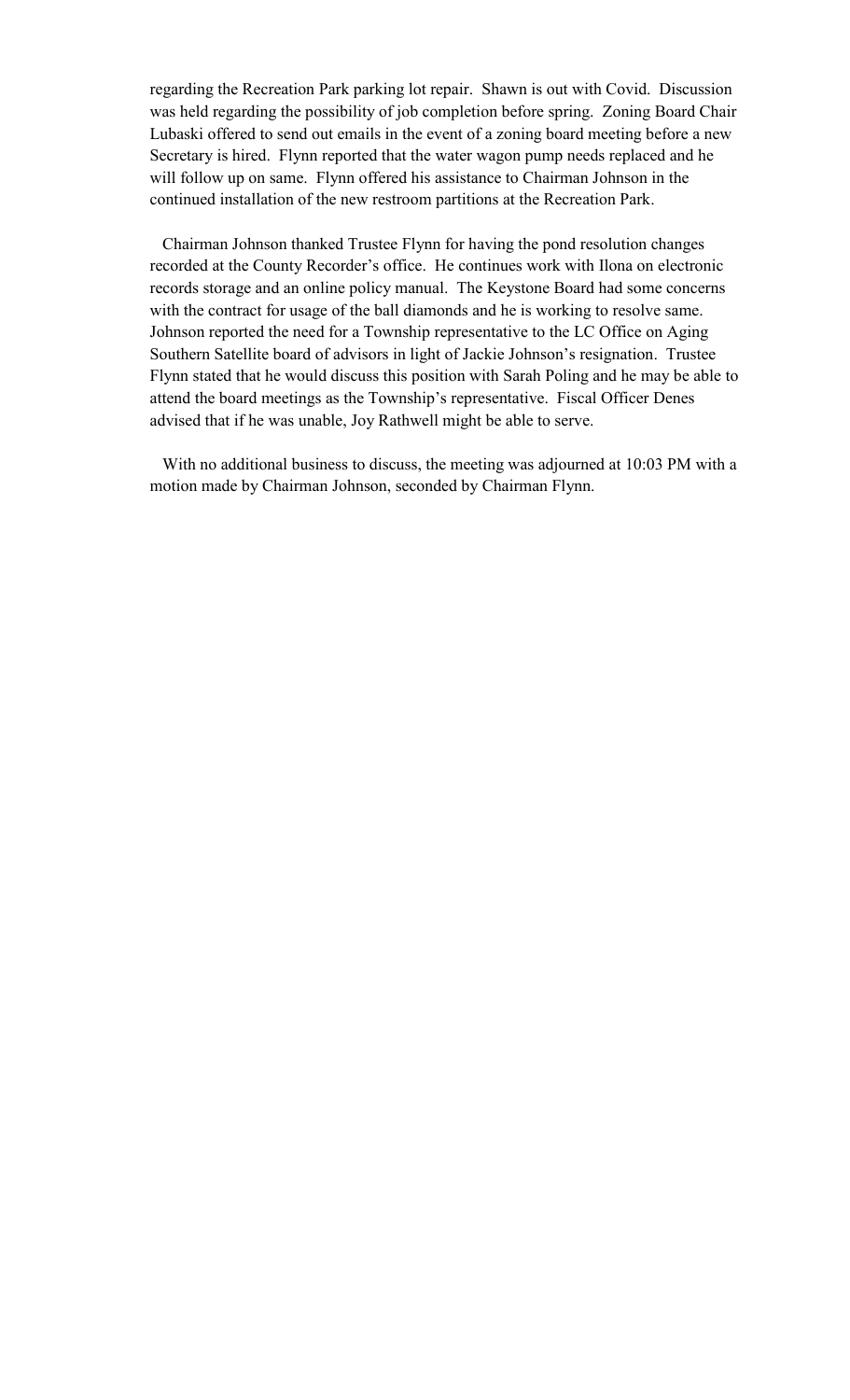regarding the Recreation Park parking lot repair. Shawn is out with Covid. Discussion was held regarding the possibility of job completion before spring. Zoning Board Chair Lubaski offered to send out emails in the event of a zoning board meeting before a new Secretary is hired. Flynn reported that the water wagon pump needs replaced and he will follow up on same. Flynn offered his assistance to Chairman Johnson in the continued installation of the new restroom partitions at the Recreation Park.

Chairman Johnson thanked Trustee Flynn for having the pond resolution changes recorded at the County Recorder's office. He continues work with Ilona on electronic records storage and an online policy manual. The Keystone Board had some concerns with the contract for usage of the ball diamonds and he is working to resolve same. Johnson reported the need for a Township representative to the LC Office on Aging Southern Satellite board of advisors in light of Jackie Johnson's resignation. Trustee Flynn stated that he would discuss this position with Sarah Poling and he may be able to attend the board meetings as the Township's representative. Fiscal Officer Denes advised that if he was unable, Joy Rathwell might be able to serve.

With no additional business to discuss, the meeting was adjourned at 10:03 PM with a motion made by Chairman Johnson, seconded by Chairman Flynn.